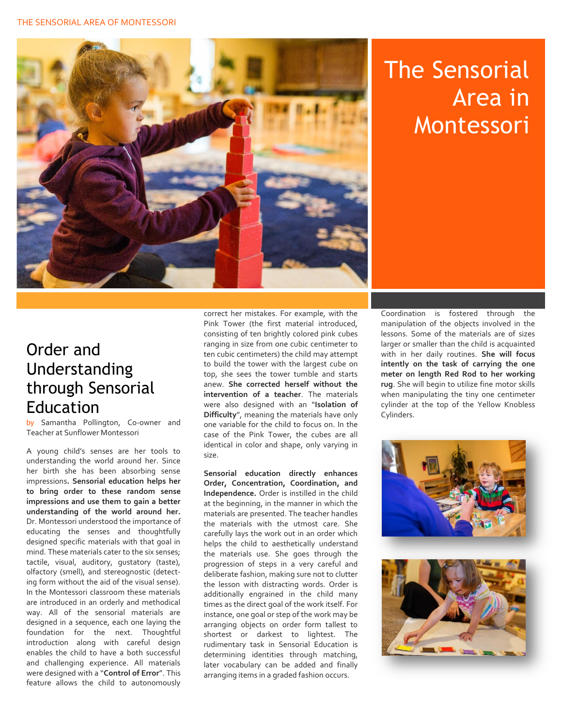# The Sensorial Area in Montessori

## Order and Understanding through Sensorial Education

by Samantha Pollington, Co-owner and Teacher at Sunflower Montessori

A young child's senses are her tools to understanding the world around her. Since her birth she has been absorbing sense impressions. **Sensorial education helps her to bring order to these random sense impressions and use them to gain a better understanding of the world around her.** Dr. Montessori understood the importance of educating the senses and thoughtfully designed specific materials with that goal in mind. These materials cater to the six senses; tactile, visual, auditory, gustatory (taste), olfactory (smell), and stereognostic (detecting form without the aid of the visual sense). In the Montessori classroom these materials are introduced in an orderly and methodical way. All of the sensorial materials are designed in a sequence, each one laying the foundation for the next. Thoughtful introduction along with careful design enables the child to have a both successful and challenging experience. All materials were designed with a "**Control of Error**". This feature allows the child to autonomously correct her mistakes. For example, with the Pink Tower (the first material introduced, consisting of ten brightly colored pink cubes ranging in size from one cubic centimeter to ten cubic centimeters) the child may attempt to build the tower with the largest cube on top, she sees the tower tumble and starts anew. **She corrected herself without the intervention of a teacher**. The materials were also designed with an "**Isolation of Difficulty**", meaning the materials have only one variable for the child to focus on. In the case of the Pink Tower, the cubes are all identical in color and shape, only varying in size.

**Sensorial education directly enhances Order, Concentration, Coordination, and Independence.** Order is instilled in the child at the beginning, in the manner in which the materials are presented. The teacher handles the materials with the utmost care. She carefully lays the work out in an order which helps the child to aesthetically understand the materials use. She goes through the progression of steps in a very careful and deliberate fashion, making sure not to clutter the lesson with distracting words. Order is additionally engrained in the child many times as the direct goal of the work itself. For instance, one goal or step of the work may be arranging objects on order form tallest to shortest or darkest to lightest. The rudimentary task in Sensorial Education is determining identities through matching, later vocabulary can be added and finally arranging items in a graded fashion occurs.

Coordination is fostered through the manipulation of the objects involved in the lessons. Some of the materials are of sizes larger or smaller than the child is acquainted with in her daily routines. **She will focus intently on the task of carrying the one meter on length Red Rod to her working rug**. She will begin to utilize fine motor skills when manipulating the tiny one centimeter cylinder at the top of the Yellow Knobless Cylinders.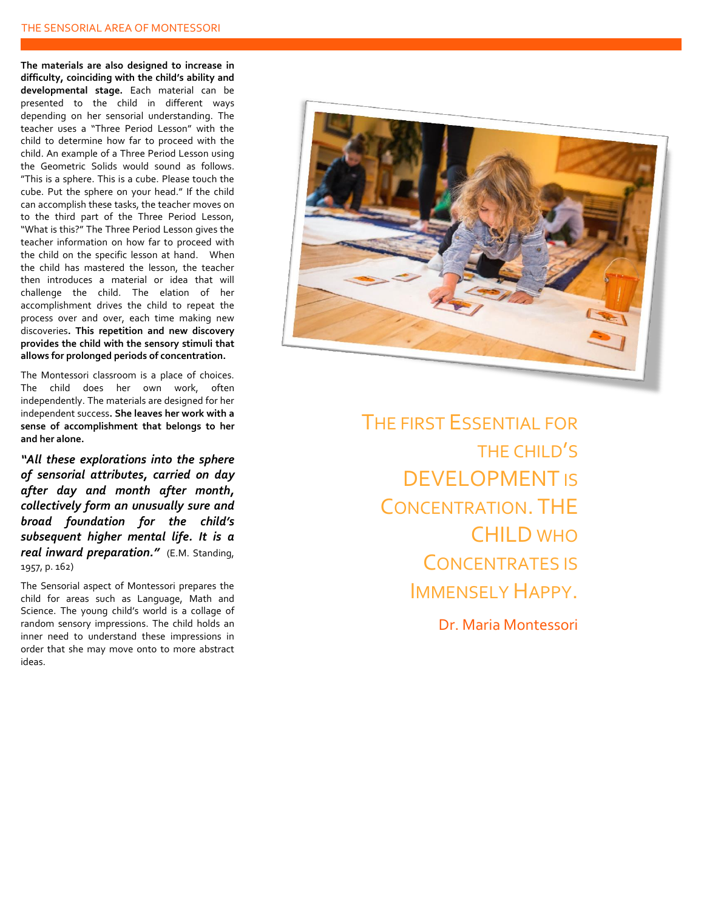**The materials are also designed to increase in difficulty, coinciding with the child's ability and developmental stage.** Each material can be presented to the child in different ways depending on her sensorial understanding. The teacher uses a "Three Period Lesson" with the child to determine how far to proceed with the child. An example of a Three Period Lesson using the Geometric Solids would sound as follows. "This is a sphere. This is a cube. Please touch the cube. Put the sphere on your head." If the child can accomplish these tasks, the teacher moves on to the third part of the Three Period Lesson, "What is this?" The Three Period Lesson gives the teacher information on how far to proceed with the child on the specific lesson at hand. When the child has mastered the lesson, the teacher then introduces a material or idea that will challenge the child. The elation of her accomplishment drives the child to repeat the process over and over, each time making new discoveries**. This repetition and new discovery provides the child with the sensory stimuli that allows for prolonged periods of concentration.**

The Montessori classroom is a place of choices. The child does her own work, often independently. The materials are designed for her independent success**. She leaves her work with a sense of accomplishment that belongs to her and her alone.**

***"All these explorations into the sphere of sensorial attributes, carried on day after day and month after month, collectively form an unusually sure and broad foundation for the child's subsequent higher mental life. It is a real inward preparation."*** (E.M. Standing, 1957, p. 162)

The Sensorial aspect of Montessori prepares the child for areas such as Language, Math and Science. The young child's world is a collage of random sensory impressions. The child holds an inner need to understand these impressions in order that she may move onto to more abstract ideas.

THE FIRST ESSENTIAL FOR THE CHILD'S DEVELOPMENT IS CONCENTRATION. THE CHILD WHO CONCENTRATES IS IMMENSELY HAPPY.

Dr. Maria Montessori